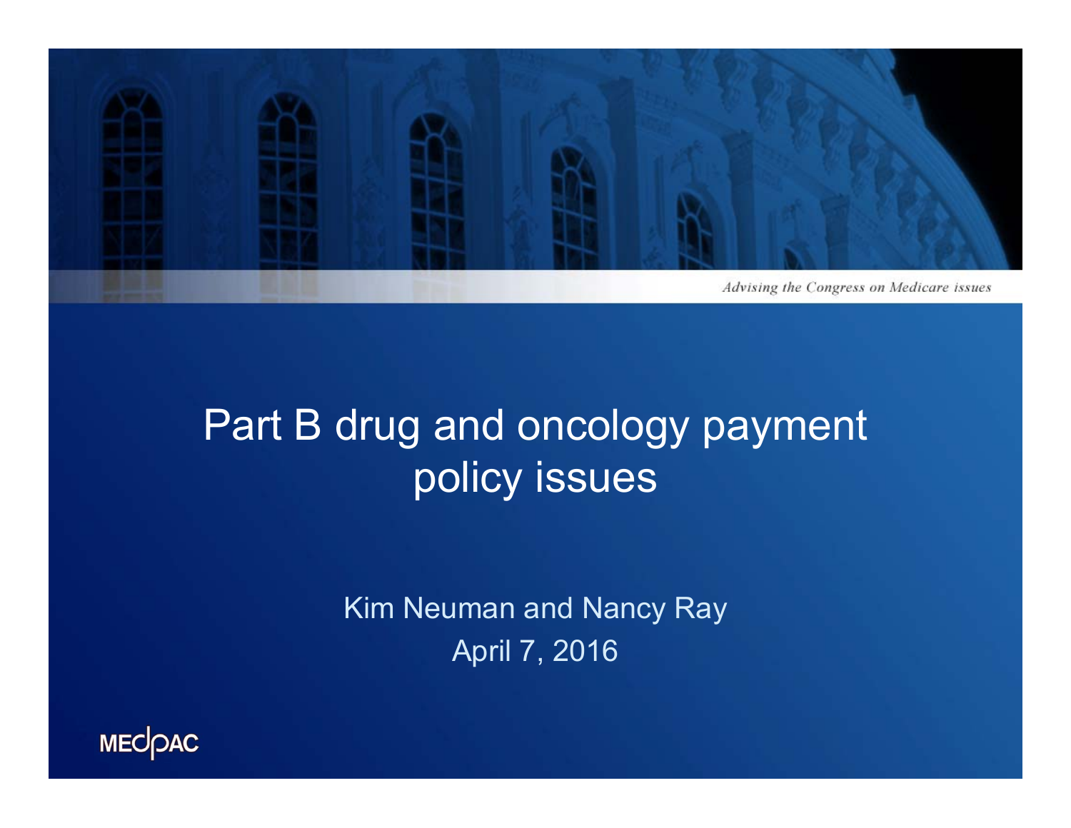*Advising the Congress on Medicare issues*

# Part B drug and oncology payment policy issues

Kim Neuman and Nancy Ray

April 7, 2016

MEDPAC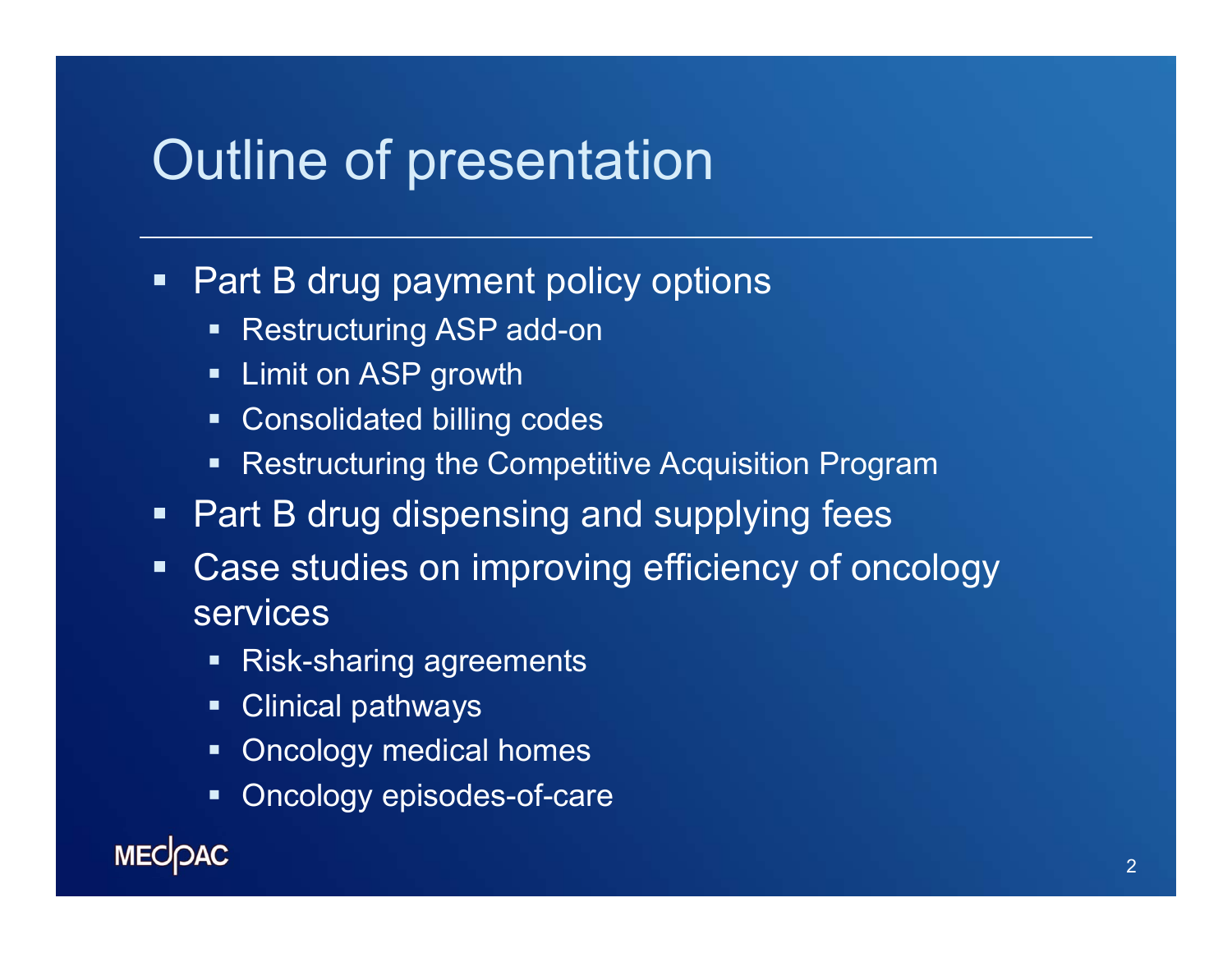# Outline of presentation

- Part B drug payment policy options
  - Restructuring ASP add-on
  - Limit on ASP growth
  - Consolidated billing codes
  - Restructuring the Competitive Acquisition Program
- Part B drug dispensing and supplying fees
- Case studies on improving efficiency of oncology services
  - Risk-sharing agreements
  - Clinical pathways
  - Oncology medical homes
  - Oncology episodes-of-care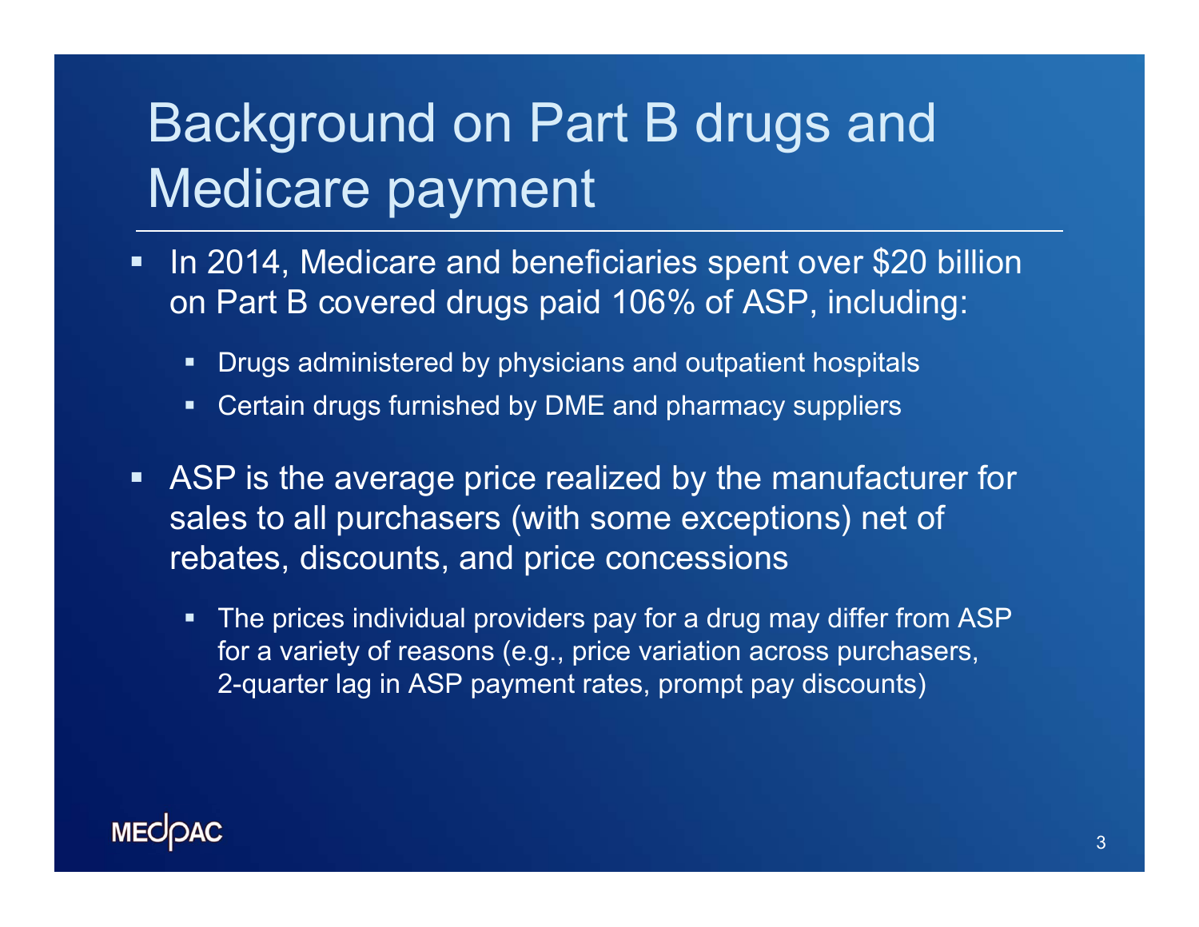# Background on Part B drugs and Medicare payment

- In 2014, Medicare and beneficiaries spent over $20 billion on Part B covered drugs paid 106% of ASP, including:
  - Drugs administered by physicians and outpatient hospitals
  - Certain drugs furnished by DME and pharmacy suppliers
- ASP is the average price realized by the manufacturer for sales to all purchasers (with some exceptions) net of rebates, discounts, and price concessions
  - The prices individual providers pay for a drug may differ from ASP for a variety of reasons (e.g., price variation across purchasers, 2-quarter lag in ASP payment rates, prompt pay discounts)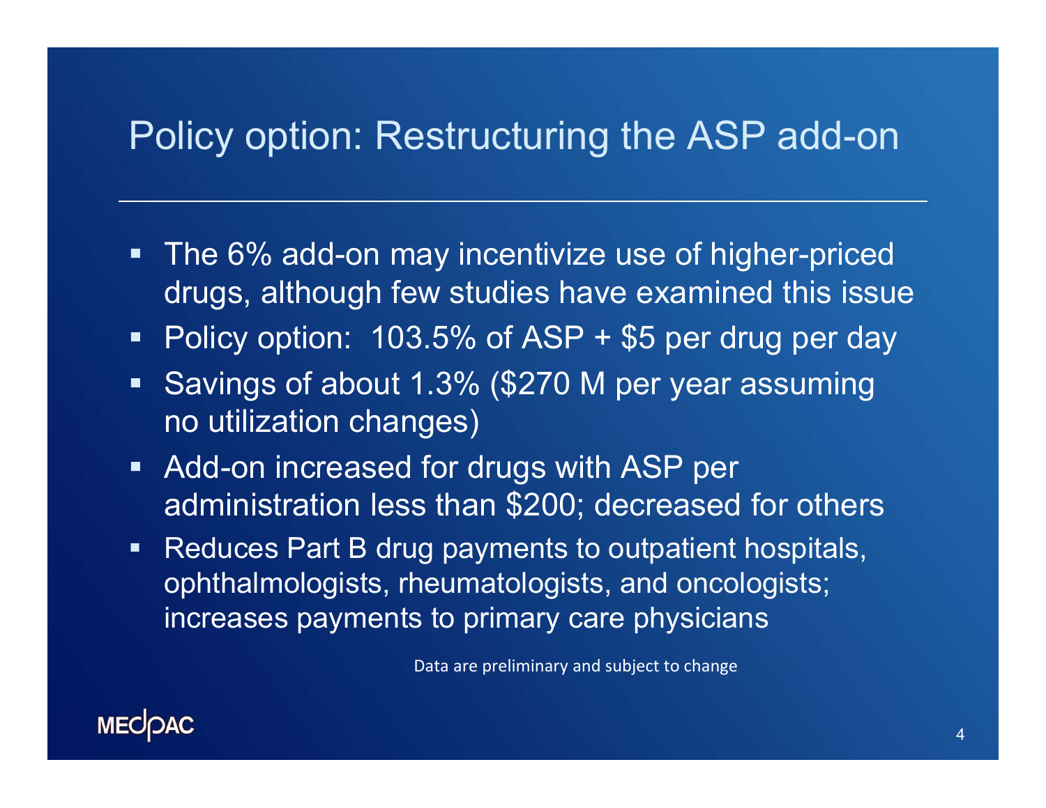# Policy option: Restructuring the ASP add-on

- The 6% add-on may incentivize use of higher-priced drugs, although few studies have examined this issue
- Policy option: 103.5% of ASP + $5 per drug per day
- Savings of about 1.3% ($270 M per year assuming no utilization changes)
- Add-on increased for drugs with ASP per administration less than $200; decreased for others
- Reduces Part B drug payments to outpatient hospitals, ophthalmologists, rheumatologists, and oncologists; increases payments to primary care physicians

Data are preliminary and subject to change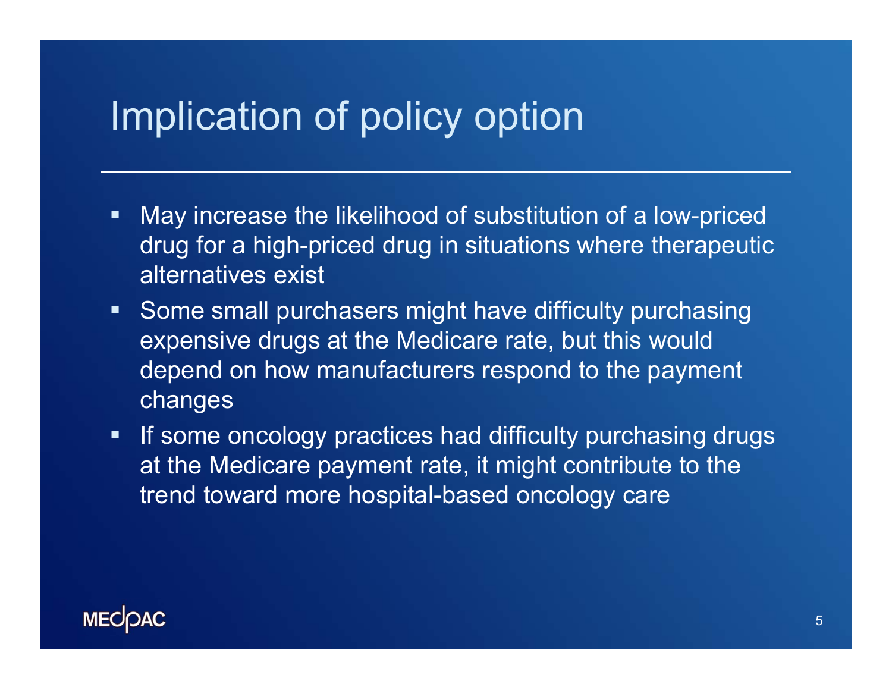# Implication of policy option

- May increase the likelihood of substitution of a low-priced drug for a high-priced drug in situations where therapeutic alternatives exist
- Some small purchasers might have difficulty purchasing expensive drugs at the Medicare rate, but this would depend on how manufacturers respond to the payment changes
- If some oncology practices had difficulty purchasing drugs at the Medicare payment rate, it might contribute to the trend toward more hospital-based oncology care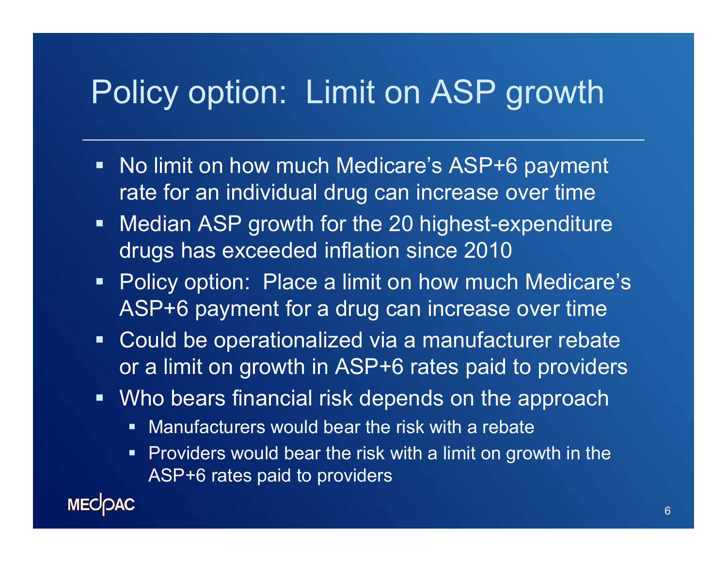# Policy option: Limit on ASP growth

- No limit on how much Medicare's ASP+6 payment rate for an individual drug can increase over time
- Median ASP growth for the 20 highest-expenditure drugs has exceeded inflation since 2010
- Policy option: Place a limit on how much Medicare's ASP+6 payment for a drug can increase over time
- Could be operationalized via a manufacturer rebate or a limit on growth in ASP+6 rates paid to providers
- Who bears financial risk depends on the approach
  - Manufacturers would bear the risk with a rebate
  - Providers would bear the risk with a limit on growth in the ASP+6 rates paid to providers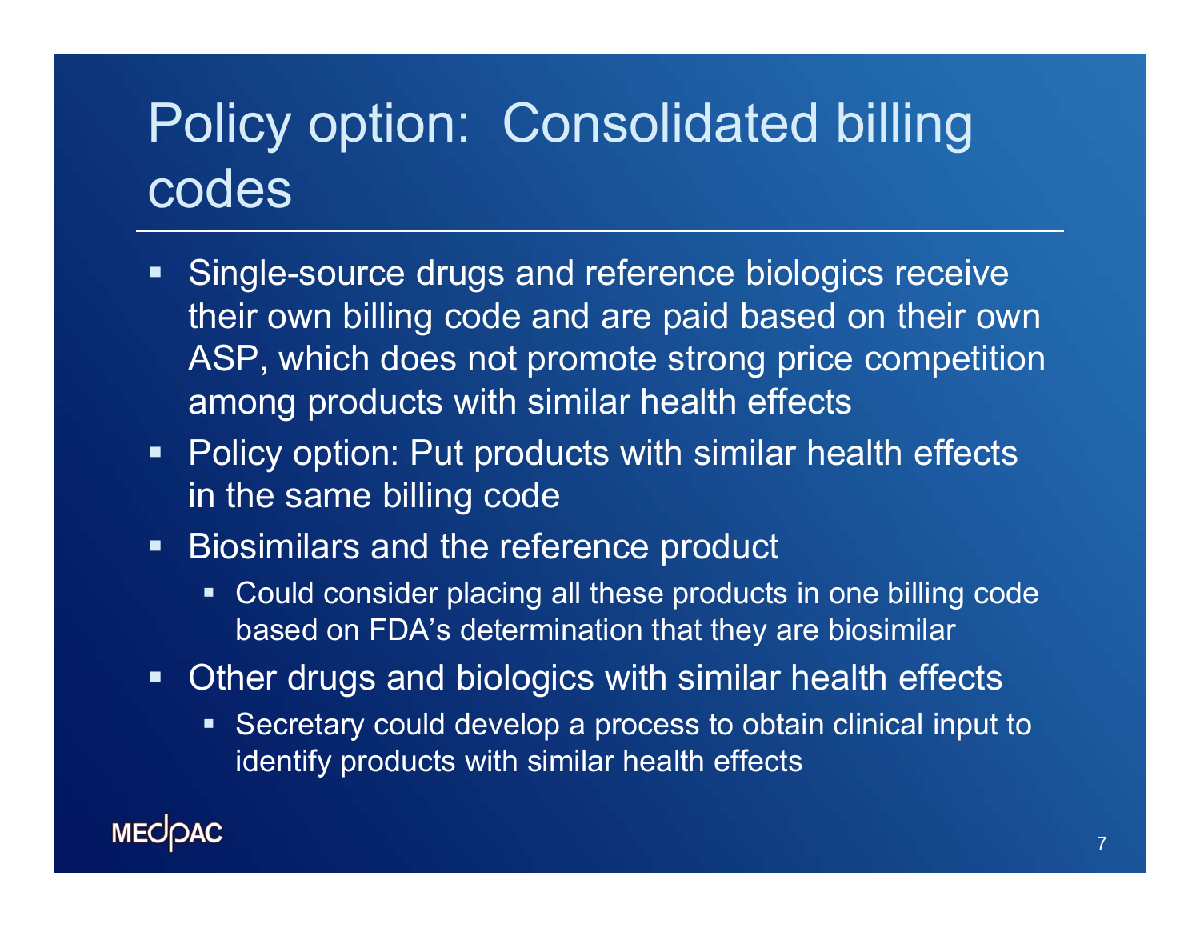# Policy option: Consolidated billing codes

- Single-source drugs and reference biologics receive their own billing code and are paid based on their own ASP, which does not promote strong price competition among products with similar health effects
- Policy option: Put products with similar health effects in the same billing code
- Biosimilars and the reference product
  - Could consider placing all these products in one billing code based on FDA's determination that they are biosimilar
- Other drugs and biologics with similar health effects
  - Secretary could develop a process to obtain clinical input to identify products with similar health effects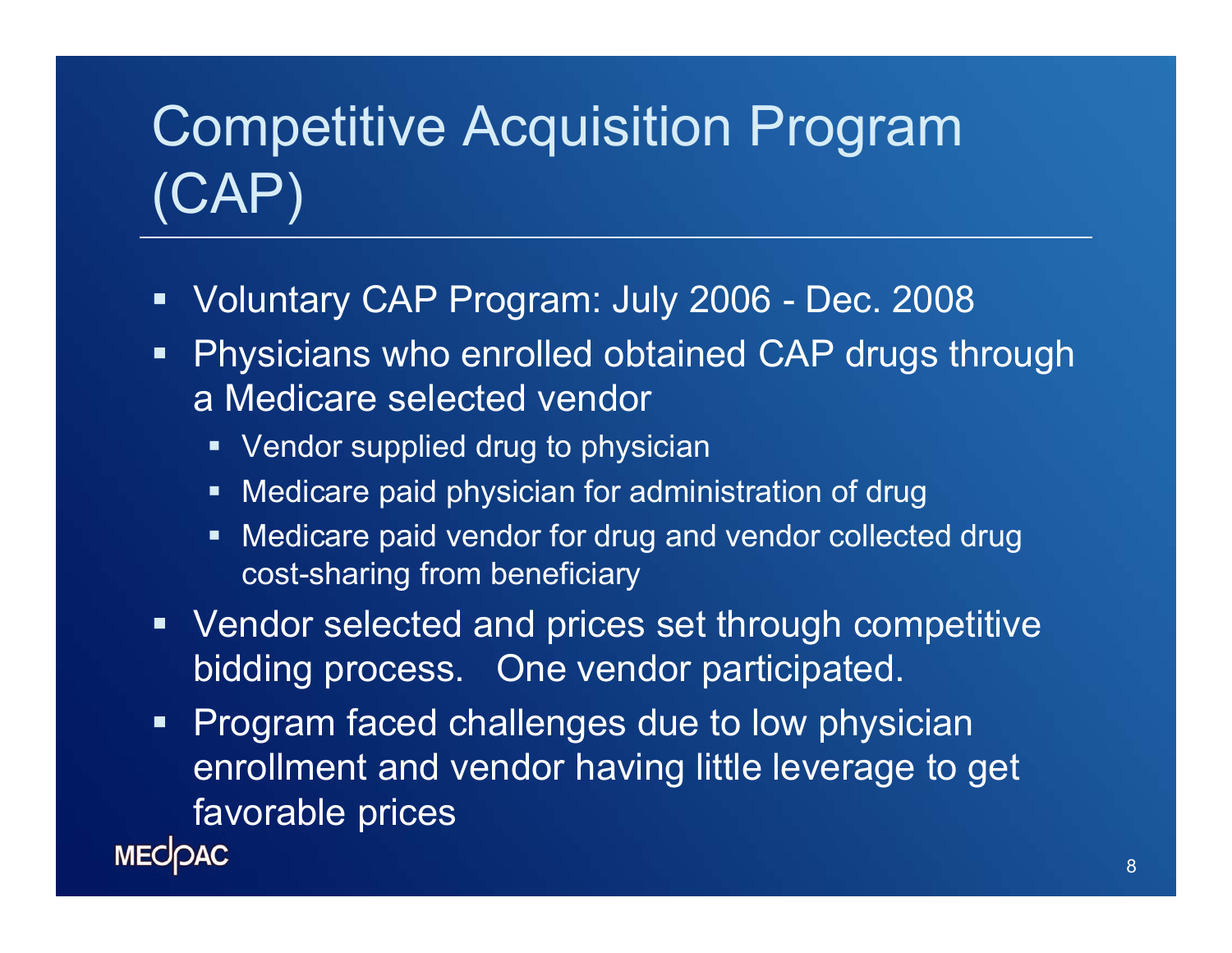# Competitive Acquisition Program (CAP)

- Voluntary CAP Program: July 2006 - Dec. 2008
- Physicians who enrolled obtained CAP drugs through a Medicare selected vendor
  - Vendor supplied drug to physician
  - Medicare paid physician for administration of drug
  - Medicare paid vendor for drug and vendor collected drug cost-sharing from beneficiary
- Vendor selected and prices set through competitive bidding process. One vendor participated.
- Program faced challenges due to low physician enrollment and vendor having little leverage to get favorable prices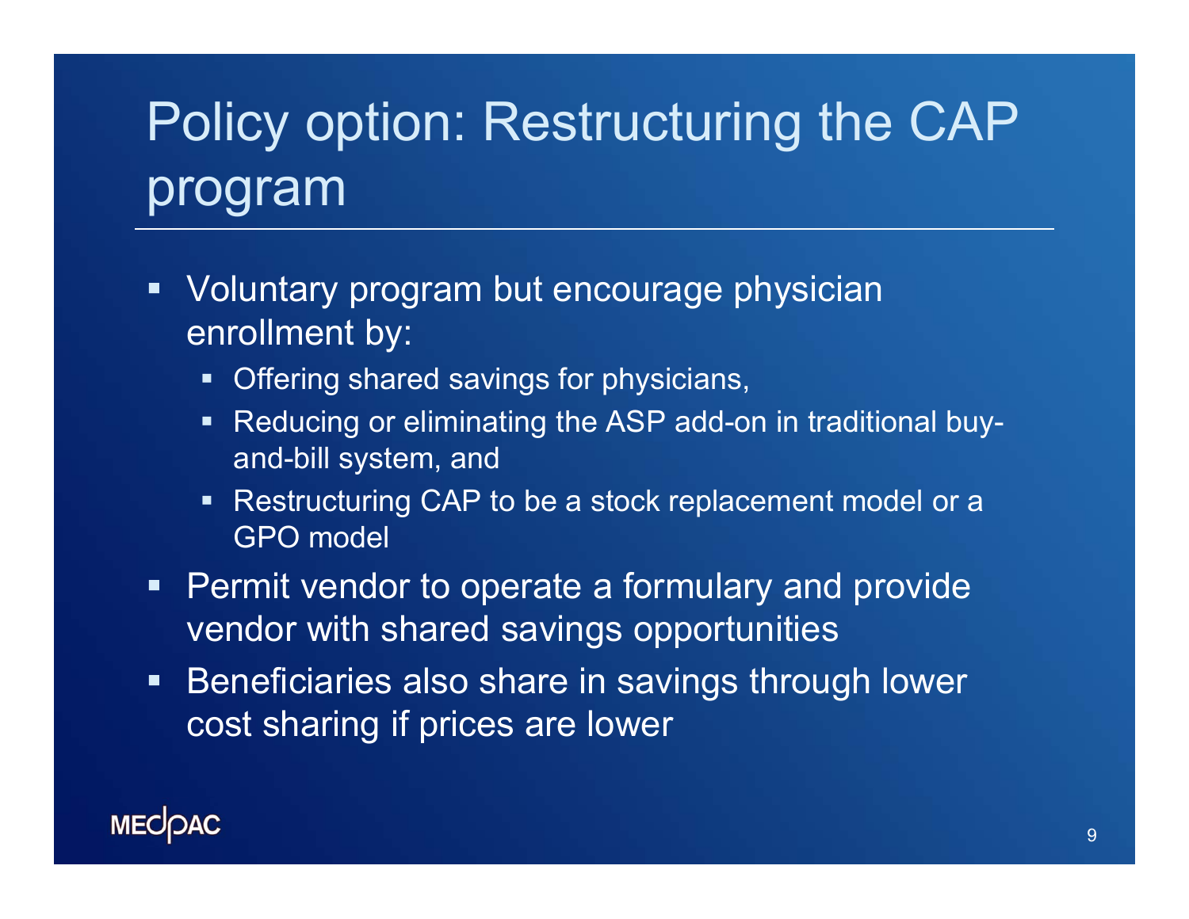# Policy option: Restructuring the CAP program

- Voluntary program but encourage physician enrollment by:
  - Offering shared savings for physicians,
  - Reducing or eliminating the ASP add-on in traditional buy-and-bill system, and
  - Restructuring CAP to be a stock replacement model or a GPO model
- Permit vendor to operate a formulary and provide vendor with shared savings opportunities
- Beneficiaries also share in savings through lower cost sharing if prices are lower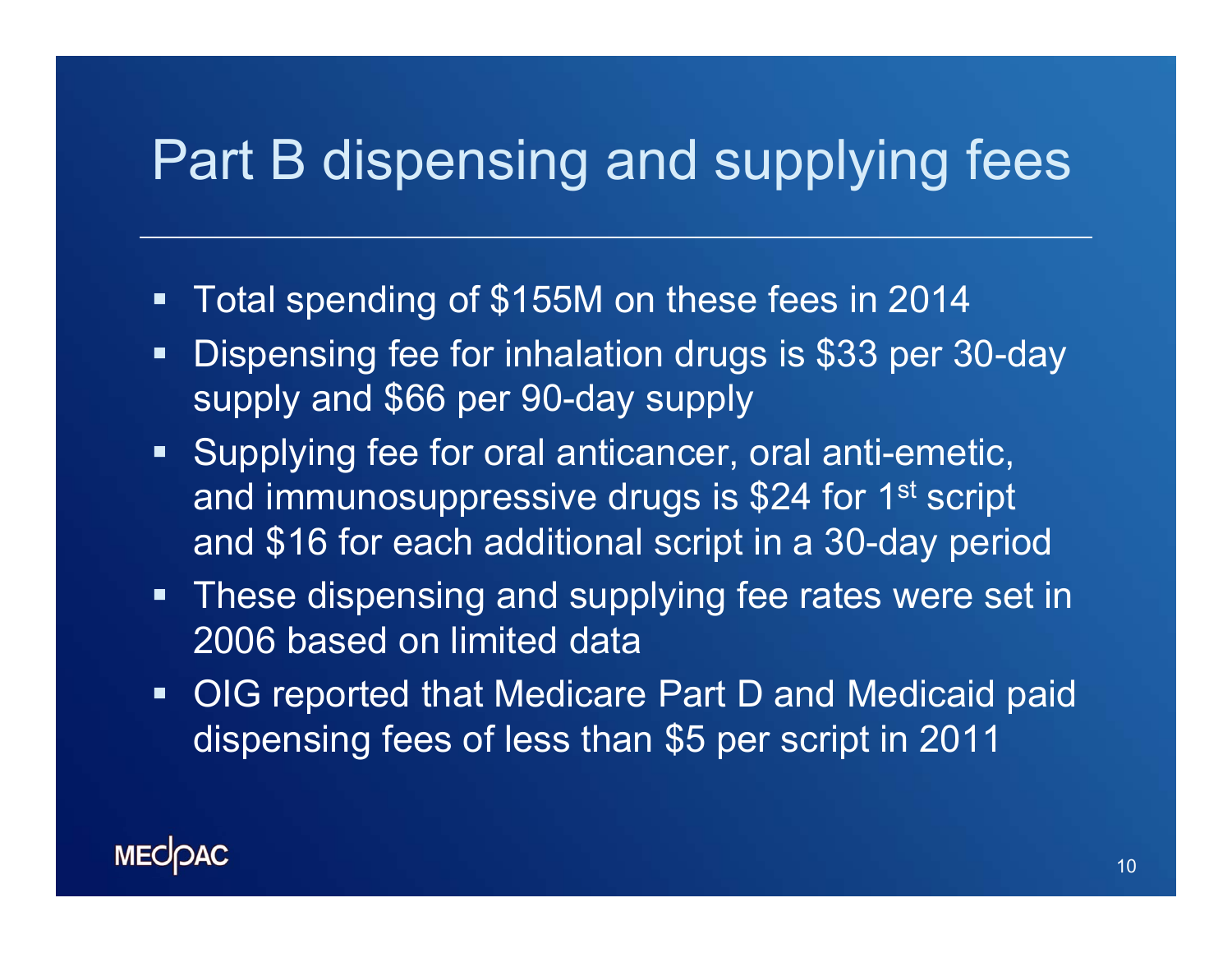# Part B dispensing and supplying fees

- Total spending of $155M on these fees in 2014
- Dispensing fee for inhalation drugs is $33 per 30-day supply and $66 per 90-day supply
- Supplying fee for oral anticancer, oral anti-emetic, and immunosuppressive drugs is $24 for 1st script and $16 for each additional script in a 30-day period
- These dispensing and supplying fee rates were set in 2006 based on limited data
- OIG reported that Medicare Part D and Medicaid paid dispensing fees of less than $5 per script in 2011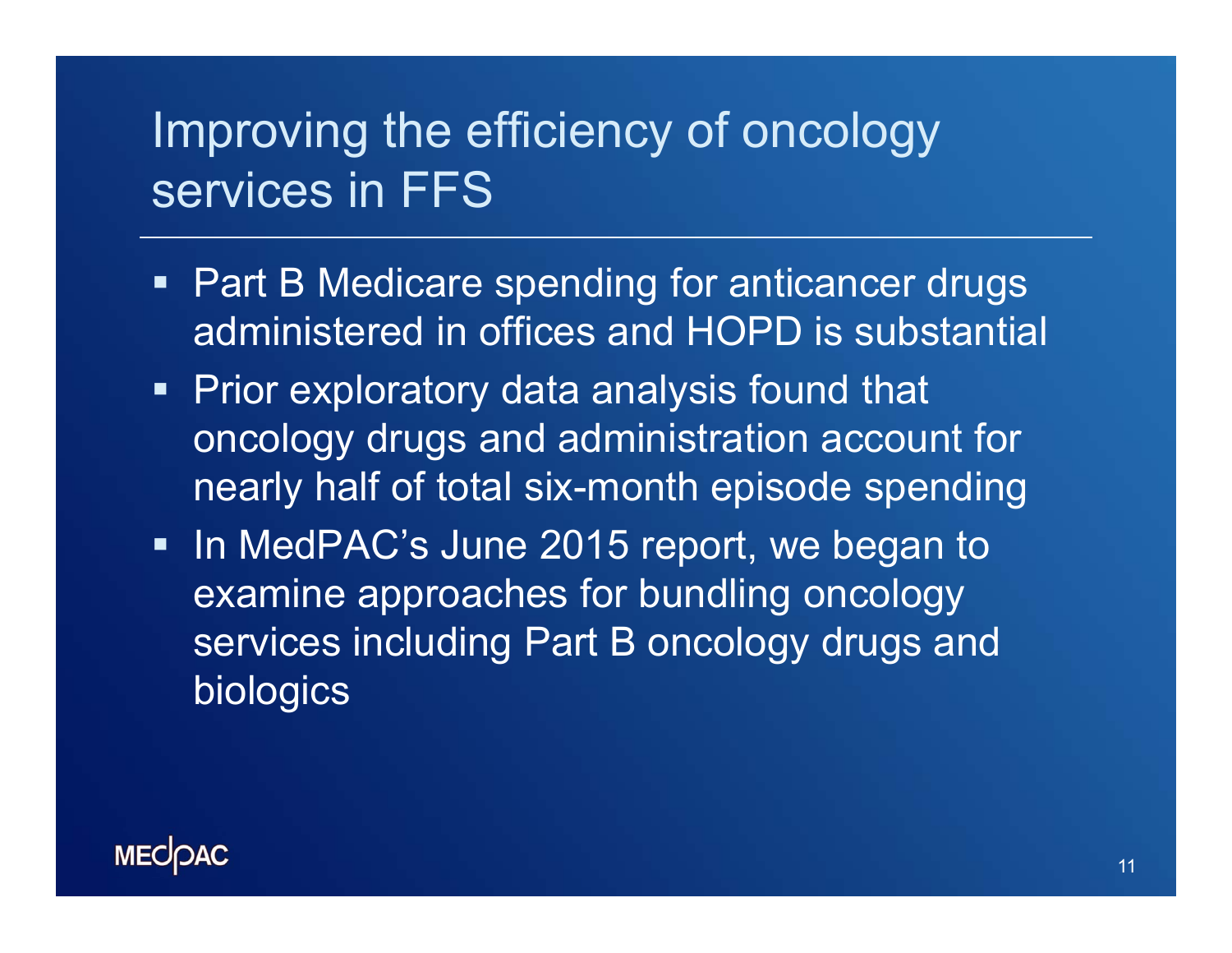# Improving the efficiency of oncology services in FFS

- Part B Medicare spending for anticancer drugs administered in offices and HOPD is substantial
- Prior exploratory data analysis found that oncology drugs and administration account for nearly half of total six-month episode spending
- In MedPAC's June 2015 report, we began to examine approaches for bundling oncology services including Part B oncology drugs and biologics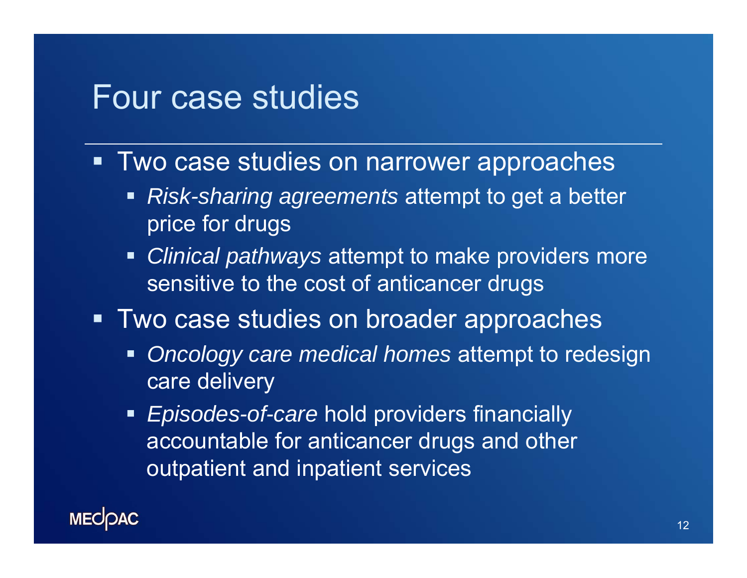# Four case studies

- Two case studies on narrower approaches
  - *Risk-sharing agreements* attempt to get a better price for drugs
  - *Clinical pathways* attempt to make providers more sensitive to the cost of anticancer drugs
- Two case studies on broader approaches
  - *Oncology care medical homes* attempt to redesign care delivery
  - *Episodes-of-care* hold providers financially accountable for anticancer drugs and other outpatient and inpatient services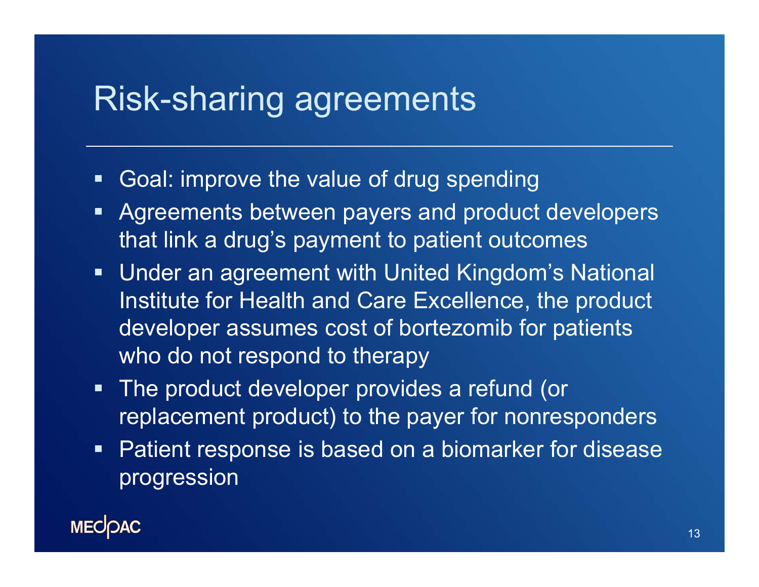# Risk-sharing agreements

- Goal: improve the value of drug spending
- Agreements between payers and product developers that link a drug's payment to patient outcomes
- Under an agreement with United Kingdom's National Institute for Health and Care Excellence, the product developer assumes cost of bortezomib for patients who do not respond to therapy
- The product developer provides a refund (or replacement product) to the payer for nonresponders
- Patient response is based on a biomarker for disease progression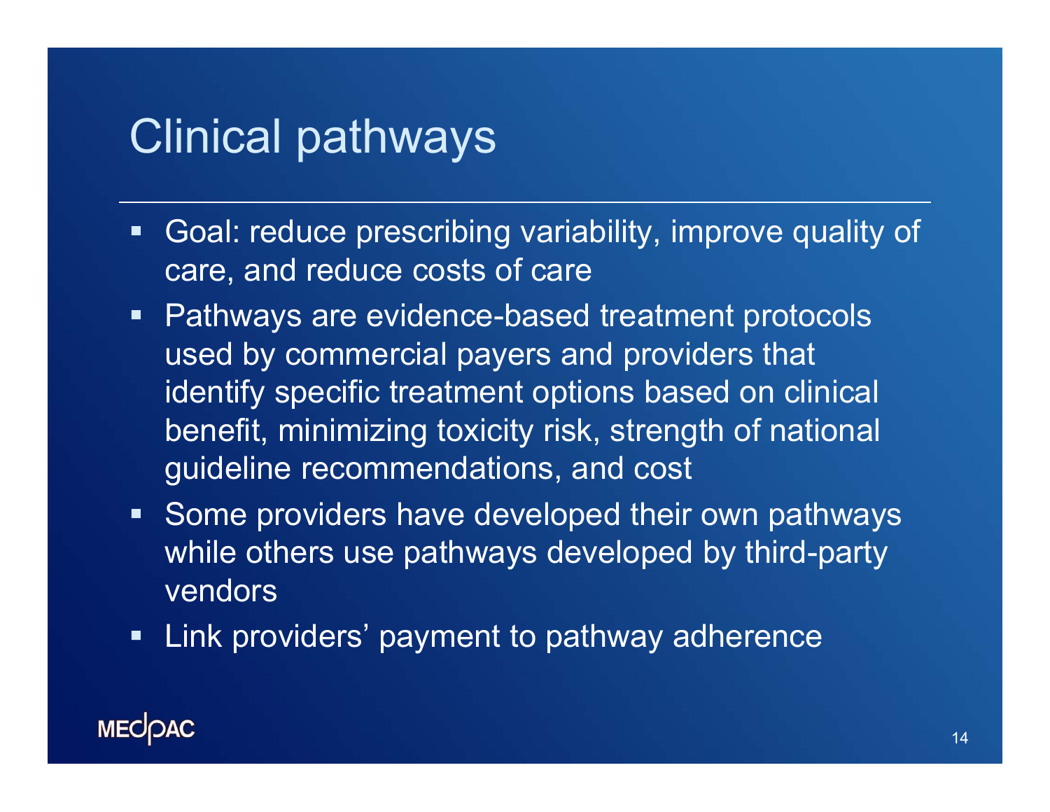# Clinical pathways

- Goal: reduce prescribing variability, improve quality of care, and reduce costs of care
- Pathways are evidence-based treatment protocols used by commercial payers and providers that identify specific treatment options based on clinical benefit, minimizing toxicity risk, strength of national guideline recommendations, and cost
- Some providers have developed their own pathways while others use pathways developed by third-party vendors
- Link providers' payment to pathway adherence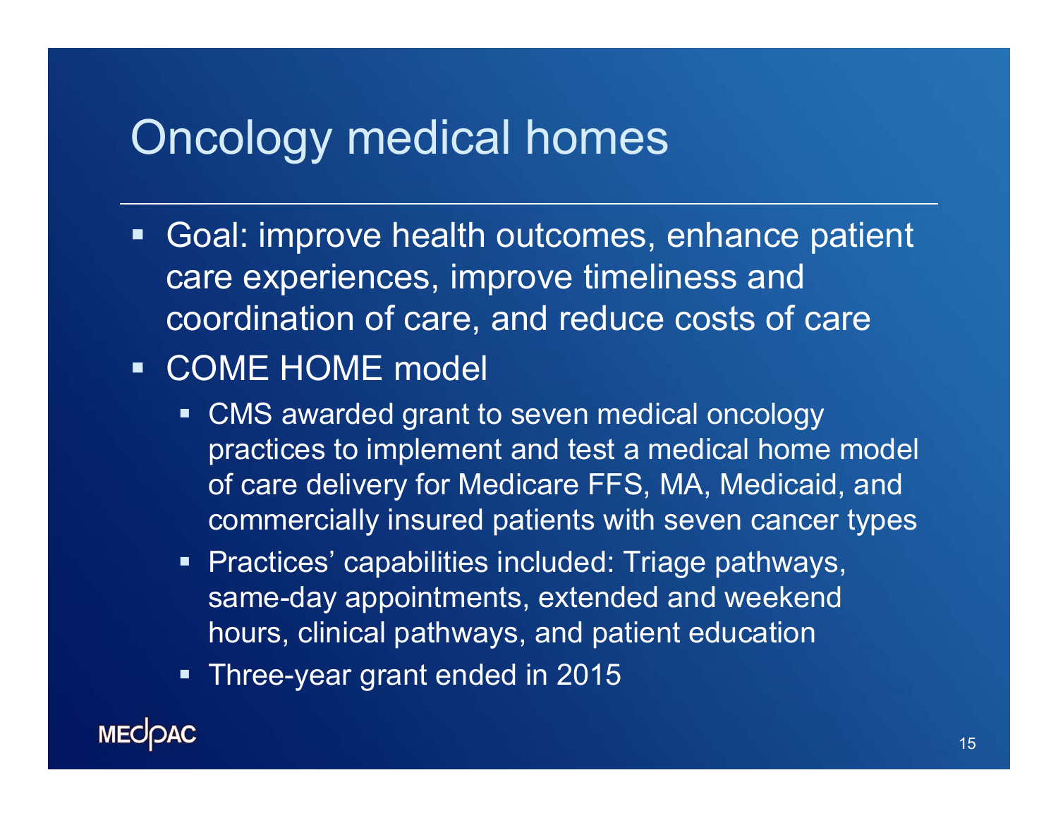# Oncology medical homes

- Goal: improve health outcomes, enhance patient care experiences, improve timeliness and coordination of care, and reduce costs of care
- COME HOME model
  - CMS awarded grant to seven medical oncology practices to implement and test a medical home model of care delivery for Medicare FFS, MA, Medicaid, and commercially insured patients with seven cancer types
  - Practices' capabilities included: Triage pathways, same-day appointments, extended and weekend hours, clinical pathways, and patient education
  - Three-year grant ended in 2015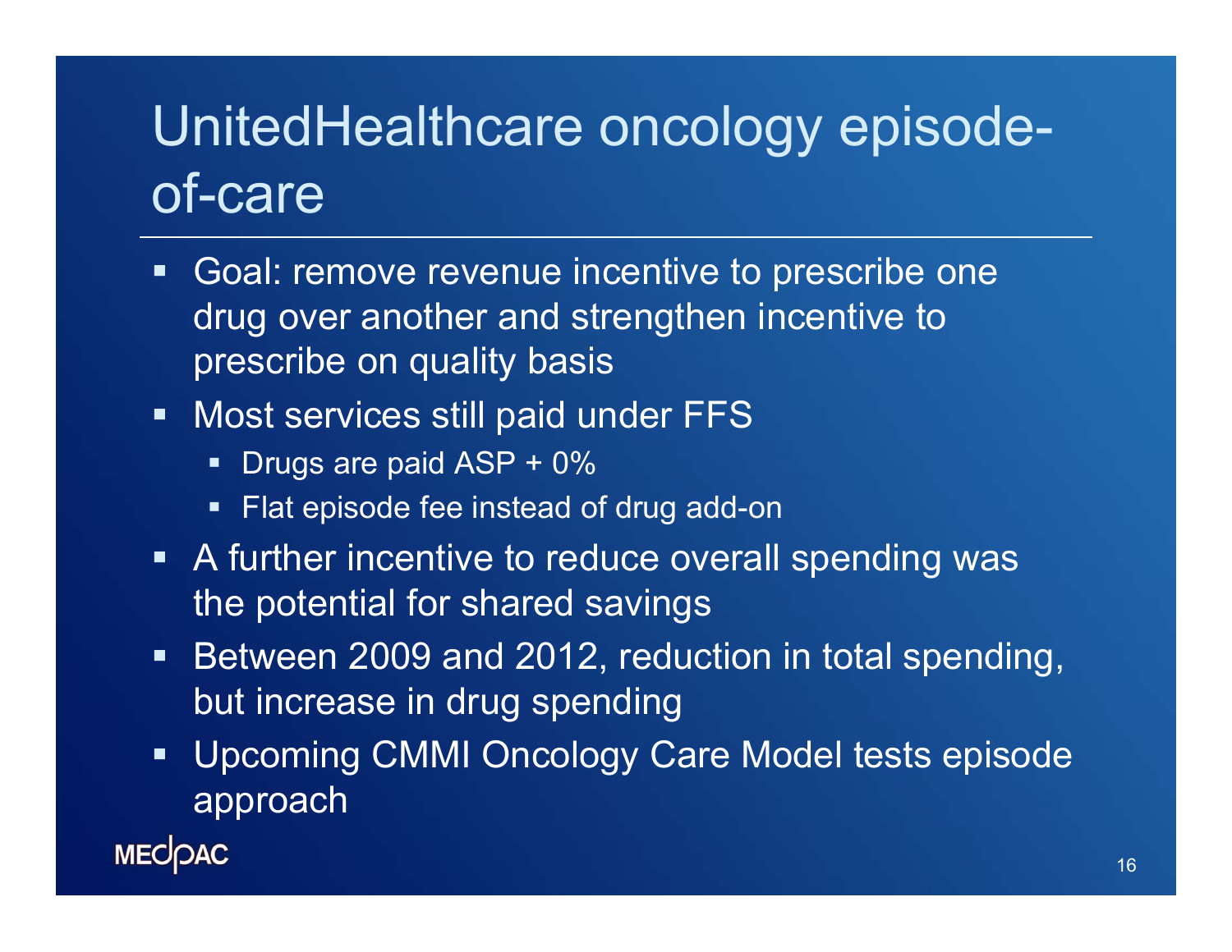# UnitedHealthcare oncology episode-of-care

- Goal: remove revenue incentive to prescribe one drug over another and strengthen incentive to prescribe on quality basis
- Most services still paid under FFS
  - Drugs are paid ASP + 0%
  - Flat episode fee instead of drug add-on
- A further incentive to reduce overall spending was the potential for shared savings
- Between 2009 and 2012, reduction in total spending, but increase in drug spending
- Upcoming CMMI Oncology Care Model tests episode approach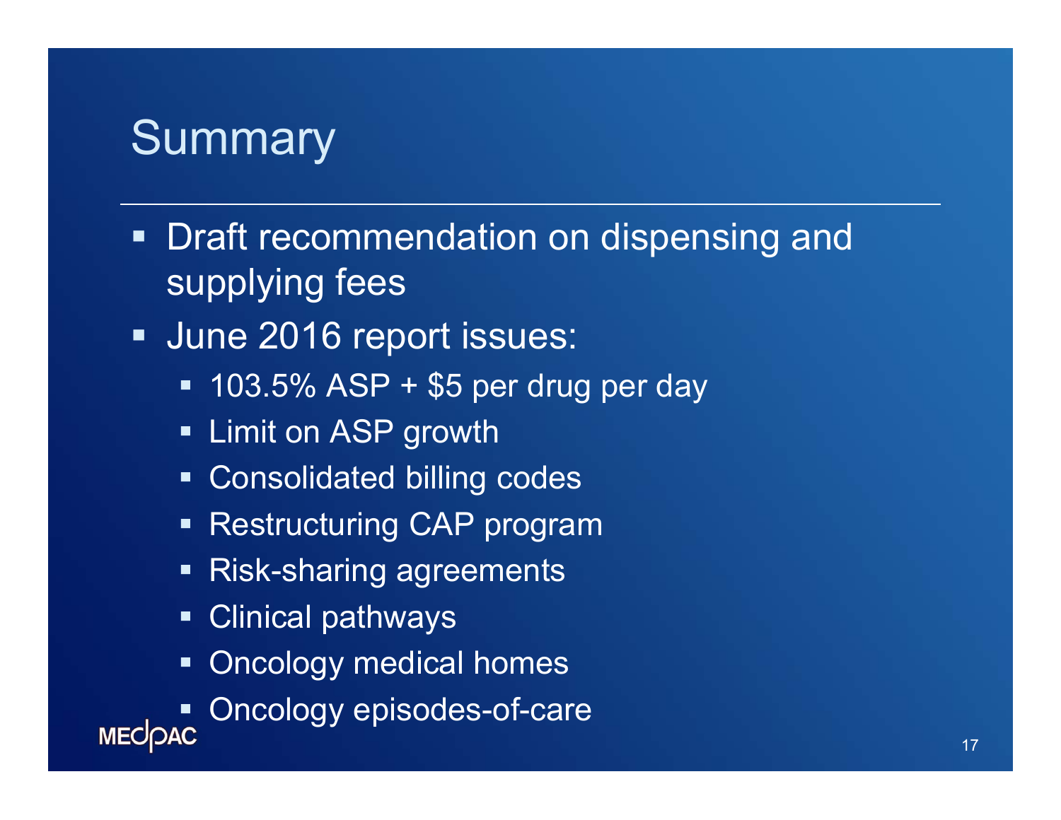# Summary

- Draft recommendation on dispensing and supplying fees
- June 2016 report issues:
  - 103.5% ASP + $5 per drug per day
  - Limit on ASP growth
  - Consolidated billing codes
  - Restructuring CAP program
  - Risk-sharing agreements
  - Clinical pathways
  - Oncology medical homes
  - Oncology episodes-of-care